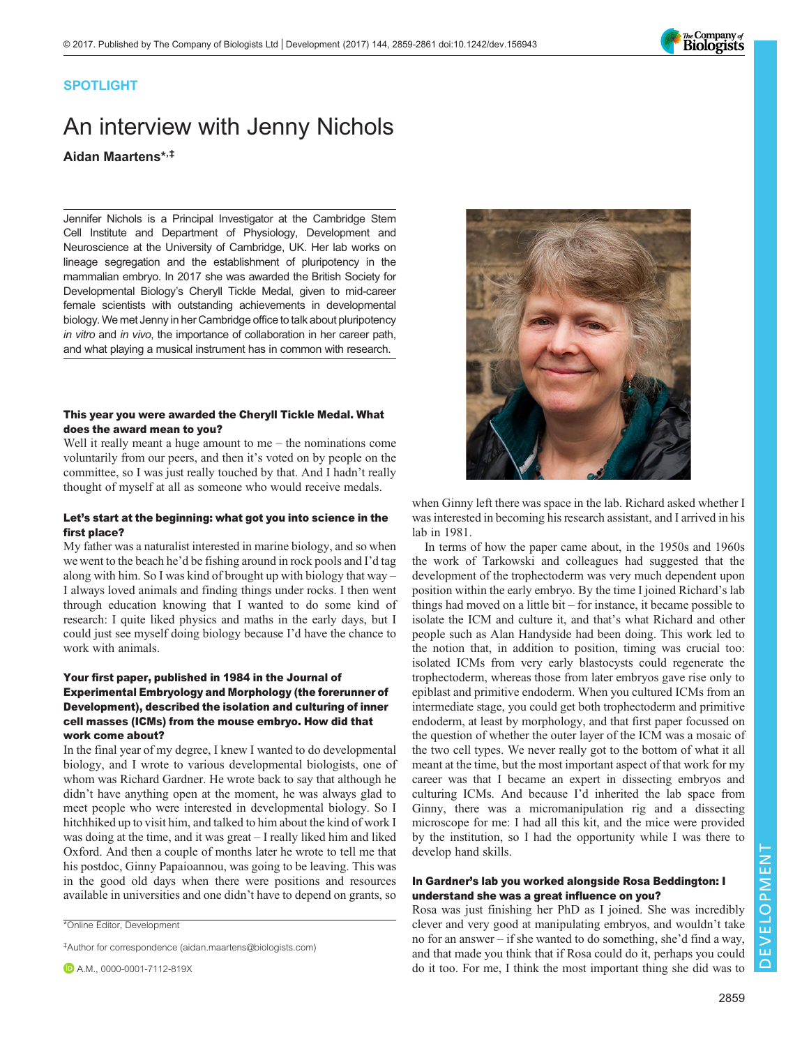SPOTLIGHT

# An interview with Jenny Nichols

**Aidan Maartens*,‡**

Jennifer Nichols is a Principal Investigator at the Cambridge Stem Cell Institute and Department of Physiology, Development and Neuroscience at the University of Cambridge, UK. Her lab works on lineage segregation and the establishment of pluripotency in the mammalian embryo. In 2017 she was awarded the British Society for Developmental Biology's Cheryll Tickle Medal, given to mid-career female scientists with outstanding achievements in developmental biology. We met Jenny in her Cambridge office to talk about pluripotency *in vitro* and *in vivo*, the importance of collaboration in her career path, and what playing a musical instrument has in common with research.

**This year you were awarded the Cheryll Tickle Medal. What does the award mean to you?**

Well it really meant a huge amount to me – the nominations come voluntarily from our peers, and then it's voted on by people on the committee, so I was just really touched by that. And I hadn't really thought of myself at all as someone who would receive medals.

**Let's start at the beginning: what got you into science in the first place?**

My father was a naturalist interested in marine biology, and so when we went to the beach he'd be fishing around in rock pools and I'd tag along with him. So I was kind of brought up with biology that way – I always loved animals and finding things under rocks. I then went through education knowing that I wanted to do some kind of research: I quite liked physics and maths in the early days, but I could just see myself doing biology because I'd have the chance to work with animals.

**Your first paper, published in 1984 in the Journal of Experimental Embryology and Morphology (the forerunner of Development), described the isolation and culturing of inner cell masses (ICMs) from the mouse embryo. How did that work come about?**

In the final year of my degree, I knew I wanted to do developmental biology, and I wrote to various developmental biologists, one of whom was Richard Gardner. He wrote back to say that although he didn't have anything open at the moment, he was always glad to meet people who were interested in developmental biology. So I hitchhiked up to visit him, and talked to him about the kind of work I was doing at the time, and it was great – I really liked him and liked Oxford. And then a couple of months later he wrote to tell me that his postdoc, Ginny Papaioannou, was going to be leaving. This was in the good old days when there were positions and resources available in universities and one didn't have to depend on grants, so when Ginny left there was space in the lab. Richard asked whether I was interested in becoming his research assistant, and I arrived in his lab in 1981.

In terms of how the paper came about, in the 1950s and 1960s the work of Tarkowski and colleagues had suggested that the development of the trophectoderm was very much dependent upon position within the early embryo. By the time I joined Richard's lab things had moved on a little bit – for instance, it became possible to isolate the ICM and culture it, and that's what Richard and other people such as Alan Handyside had been doing. This work led to the notion that, in addition to position, timing was crucial too: isolated ICMs from very early blastocysts could regenerate the trophectoderm, whereas those from later embryos gave rise only to epiblast and primitive endoderm. When you cultured ICMs from an intermediate stage, you could get both trophectoderm and primitive endoderm, at least by morphology, and that first paper focussed on the question of whether the outer layer of the ICM was a mosaic of the two cell types. We never really got to the bottom of what it all meant at the time, but the most important aspect of that work for my career was that I became an expert in dissecting embryos and culturing ICMs. And because I'd inherited the lab space from Ginny, there was a micromanipulation rig and a dissecting microscope for me: I had all this kit, and the mice were provided by the institution, so I had the opportunity while I was there to develop hand skills.

**In Gardner's lab you worked alongside Rosa Beddington: I understand she was a great influence on you?**

Rosa was just finishing her PhD as I joined. She was incredibly clever and very good at manipulating embryos, and wouldn't take no for an answer – if she wanted to do something, she'd find a way, and that made you think that if Rosa could do it, perhaps you could do it too. For me, I think the most important thing she did was to

*Online Editor, Development

‡Author for correspondence (aidan.maartens@biologists.com)

A.M., 0000-0001-7112-819X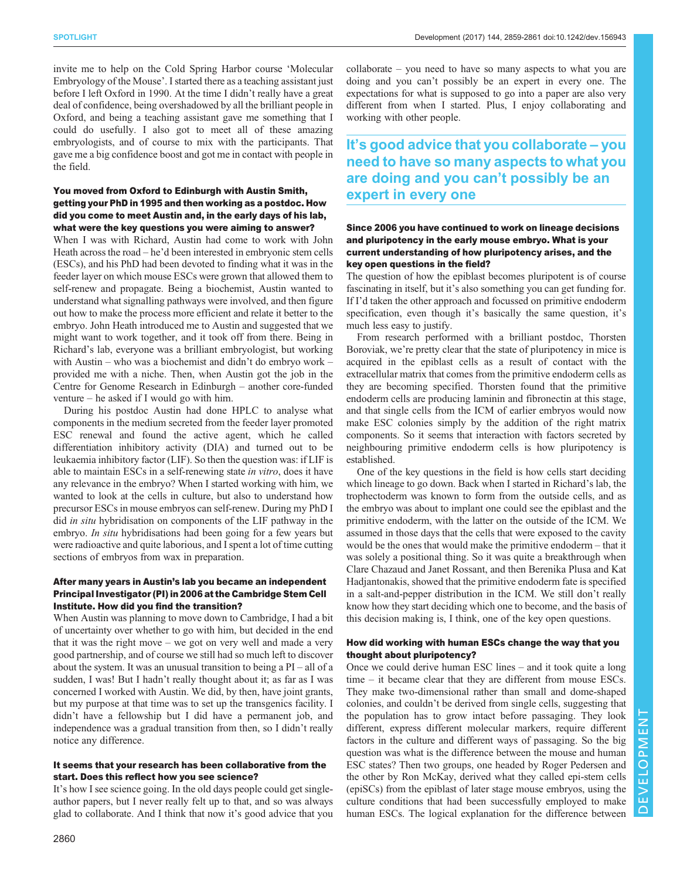invite me to help on the Cold Spring Harbor course 'Molecular Embryology of the Mouse'. I started there as a teaching assistant just before I left Oxford in 1990. At the time I didn't really have a great deal of confidence, being overshadowed by all the brilliant people in Oxford, and being a teaching assistant gave me something that I could do usefully. I also got to meet all of these amazing embryologists, and of course to mix with the participants. That gave me a big confidence boost and got me in contact with people in the field.

**You moved from Oxford to Edinburgh with Austin Smith, getting your PhD in 1995 and then working as a postdoc. How did you come to meet Austin and, in the early days of his lab, what were the key questions you were aiming to answer?**

When I was with Richard, Austin had come to work with John Heath across the road – he'd been interested in embryonic stem cells (ESCs), and his PhD had been devoted to finding what it was in the feeder layer on which mouse ESCs were grown that allowed them to self-renew and propagate. Being a biochemist, Austin wanted to understand what signalling pathways were involved, and then figure out how to make the process more efficient and relate it better to the embryo. John Heath introduced me to Austin and suggested that we might want to work together, and it took off from there. Being in Richard's lab, everyone was a brilliant embryologist, but working with Austin – who was a biochemist and didn't do embryo work – provided me with a niche. Then, when Austin got the job in the Centre for Genome Research in Edinburgh – another core-funded venture – he asked if I would go with him.

During his postdoc Austin had done HPLC to analyse what components in the medium secreted from the feeder layer promoted ESC renewal and found the active agent, which he called differentiation inhibitory activity (DIA) and turned out to be leukaemia inhibitory factor (LIF). So then the question was: if LIF is able to maintain ESCs in a self-renewing state *in vitro*, does it have any relevance in the embryo? When I started working with him, we wanted to look at the cells in culture, but also to understand how precursor ESCs in mouse embryos can self-renew. During my PhD I did *in situ* hybridisation on components of the LIF pathway in the embryo. *In situ* hybridisations had been going for a few years but were radioactive and quite laborious, and I spent a lot of time cutting sections of embryos from wax in preparation.

**After many years in Austin's lab you became an independent Principal Investigator (PI) in 2006 at the Cambridge Stem Cell Institute. How did you find the transition?**

When Austin was planning to move down to Cambridge, I had a bit of uncertainty over whether to go with him, but decided in the end that it was the right move – we got on very well and made a very good partnership, and of course we still had so much left to discover about the system. It was an unusual transition to being a PI – all of a sudden, I was! But I hadn't really thought about it; as far as I was concerned I worked with Austin. We did, by then, have joint grants, but my purpose at that time was to set up the transgenics facility. I didn't have a fellowship but I did have a permanent job, and independence was a gradual transition from then, so I didn't really notice any difference.

**It seems that your research has been collaborative from the start. Does this reflect how you see science?**

It's how I see science going. In the old days people could get single-author papers, but I never really felt up to that, and so was always glad to collaborate. And I think that now it's good advice that you collaborate – you need to have so many aspects to what you are doing and you can't possibly be an expert in every one. The expectations for what is supposed to go into a paper are also very different from when I started. Plus, I enjoy collaborating and working with other people.

> It's good advice that you collaborate – you need to have so many aspects to what you are doing and you can't possibly be an expert in every one

**Since 2006 you have continued to work on lineage decisions and pluripotency in the early mouse embryo. What is your current understanding of how pluripotency arises, and the key open questions in the field?**

The question of how the epiblast becomes pluripotent is of course fascinating in itself, but it's also something you can get funding for. If I'd taken the other approach and focussed on primitive endoderm specification, even though it's basically the same question, it's much less easy to justify.

From research performed with a brilliant postdoc, Thorsten Boroviak, we're pretty clear that the state of pluripotency in mice is acquired in the epiblast cells as a result of contact with the extracellular matrix that comes from the primitive endoderm cells as they are becoming specified. Thorsten found that the primitive endoderm cells are producing laminin and fibronectin at this stage, and that single cells from the ICM of earlier embryos would now make ESC colonies simply by the addition of the right matrix components. So it seems that interaction with factors secreted by neighbouring primitive endoderm cells is how pluripotency is established.

One of the key questions in the field is how cells start deciding which lineage to go down. Back when I started in Richard's lab, the trophectoderm was known to form from the outside cells, and as the embryo was about to implant one could see the epiblast and the primitive endoderm, with the latter on the outside of the ICM. We assumed in those days that the cells that were exposed to the cavity would be the ones that would make the primitive endoderm – that it was solely a positional thing. So it was quite a breakthrough when Clare Chazaud and Janet Rossant, and then Berenika Plusa and Kat Hadjantonakis, showed that the primitive endoderm fate is specified in a salt-and-pepper distribution in the ICM. We still don't really know how they start deciding which one to become, and the basis of this decision making is, I think, one of the key open questions.

**How did working with human ESCs change the way that you thought about pluripotency?**

Once we could derive human ESC lines – and it took quite a long time – it became clear that they are different from mouse ESCs. They make two-dimensional rather than small and dome-shaped colonies, and couldn't be derived from single cells, suggesting that the population has to grow intact before passaging. They look different, express different molecular markers, require different factors in the culture and different ways of passaging. So the big question was what is the difference between the mouse and human ESC states? Then two groups, one headed by Roger Pedersen and the other by Ron McKay, derived what they called epi-stem cells (epiSCs) from the epiblast of later stage mouse embryos, using the culture conditions that had been successfully employed to make human ESCs. The logical explanation for the difference between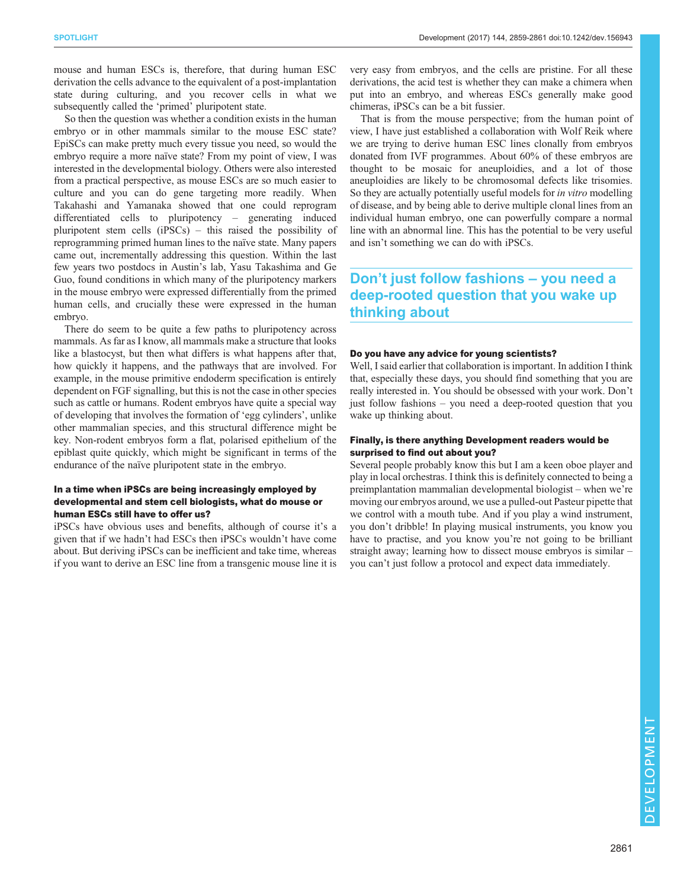mouse and human ESCs is, therefore, that during human ESC derivation the cells advance to the equivalent of a post-implantation state during culturing, and you recover cells in what we subsequently called the 'primed' pluripotent state.

So then the question was whether a condition exists in the human embryo or in other mammals similar to the mouse ESC state? EpiSCs can make pretty much every tissue you need, so would the embryo require a more naïve state? From my point of view, I was interested in the developmental biology. Others were also interested from a practical perspective, as mouse ESCs are so much easier to culture and you can do gene targeting more readily. When Takahashi and Yamanaka showed that one could reprogram differentiated cells to pluripotency – generating induced pluripotent stem cells (iPSCs) – this raised the possibility of reprogramming primed human lines to the naïve state. Many papers came out, incrementally addressing this question. Within the last few years two postdocs in Austin's lab, Yasu Takashima and Ge Guo, found conditions in which many of the pluripotency markers in the mouse embryo were expressed differentially from the primed human cells, and crucially these were expressed in the human embryo.

There do seem to be quite a few paths to pluripotency across mammals. As far as I know, all mammals make a structure that looks like a blastocyst, but then what differs is what happens after that, how quickly it happens, and the pathways that are involved. For example, in the mouse primitive endoderm specification is entirely dependent on FGF signalling, but this is not the case in other species such as cattle or humans. Rodent embryos have quite a special way of developing that involves the formation of 'egg cylinders', unlike other mammalian species, and this structural difference might be key. Non-rodent embryos form a flat, polarised epithelium of the epiblast quite quickly, which might be significant in terms of the endurance of the naïve pluripotent state in the embryo.

#### In a time when iPSCs are being increasingly employed by developmental and stem cell biologists, what do mouse or human ESCs still have to offer us?

iPSCs have obvious uses and benefits, although of course it's a given that if we hadn't had ESCs then iPSCs wouldn't have come about. But deriving iPSCs can be inefficient and take time, whereas if you want to derive an ESC line from a transgenic mouse line it is very easy from embryos, and the cells are pristine. For all these derivations, the acid test is whether they can make a chimera when put into an embryo, and whereas ESCs generally make good chimeras, iPSCs can be a bit fussier.

That is from the mouse perspective; from the human point of view, I have just established a collaboration with Wolf Reik where we are trying to derive human ESC lines clonally from embryos donated from IVF programmes. About 60% of these embryos are thought to be mosaic for aneuploidies, and a lot of those aneuploidies are likely to be chromosomal defects like trisomies. So they are actually potentially useful models for *in vitro* modelling of disease, and by being able to derive multiple clonal lines from an individual human embryo, one can powerfully compare a normal line with an abnormal line. This has the potential to be very useful and isn't something we can do with iPSCs.

## Don't just follow fashions – you need a deep-rooted question that you wake up thinking about

#### Do you have any advice for young scientists?

Well, I said earlier that collaboration is important. In addition I think that, especially these days, you should find something that you are really interested in. You should be obsessed with your work. Don't just follow fashions – you need a deep-rooted question that you wake up thinking about.

#### Finally, is there anything Development readers would be surprised to find out about you?

Several people probably know this but I am a keen oboe player and play in local orchestras. I think this is definitely connected to being a preimplantation mammalian developmental biologist – when we're moving our embryos around, we use a pulled-out Pasteur pipette that we control with a mouth tube. And if you play a wind instrument, you don't dribble! In playing musical instruments, you know you have to practise, and you know you're not going to be brilliant straight away; learning how to dissect mouse embryos is similar – you can't just follow a protocol and expect data immediately.